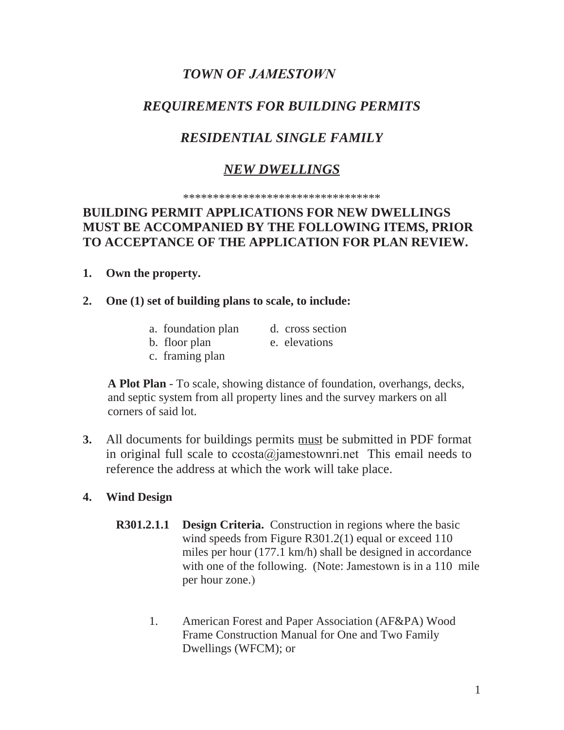# *TOWN OF JAMESTOWN*

## *REQUIREMENTS FOR BUILDING PERMITS*

## *RESIDENTIAL SINGLE FAMILY*

## *NEW DWELLINGS*

**********************************

**BUILDING PERMIT APPLICATIONS FOR NEW DWELLINGS MUST BE ACCOMPANIED BY THE FOLLOWING ITEMS, PRIOR TO ACCEPTANCE OF THE APPLICATION FOR PLAN REVIEW.**

1. **Own the property.**

2. **One (1) set of building plans to scale, to include:**

   a. foundation plan
   b. floor plan
   c. framing plan
   d. cross section
   e. elevations

   **A Plot Plan** - To scale, showing distance of foundation, overhangs, decks, and septic system from all property lines and the survey markers on all corners of said lot.

3. All documents for buildings permits must be submitted in PDF format in original full scale to ccosta@jamestownri.net This email needs to reference the address at which the work will take place.

4. **Wind Design**

   **R301.2.1.1 Design Criteria.** Construction in regions where the basic wind speeds from Figure R301.2(1) equal or exceed 110 miles per hour (177.1 km/h) shall be designed in accordance with one of the following. (Note: Jamestown is in a 110 mile per hour zone.)

   1. American Forest and Paper Association (AF&PA) Wood Frame Construction Manual for One and Two Family Dwellings (WFCM); or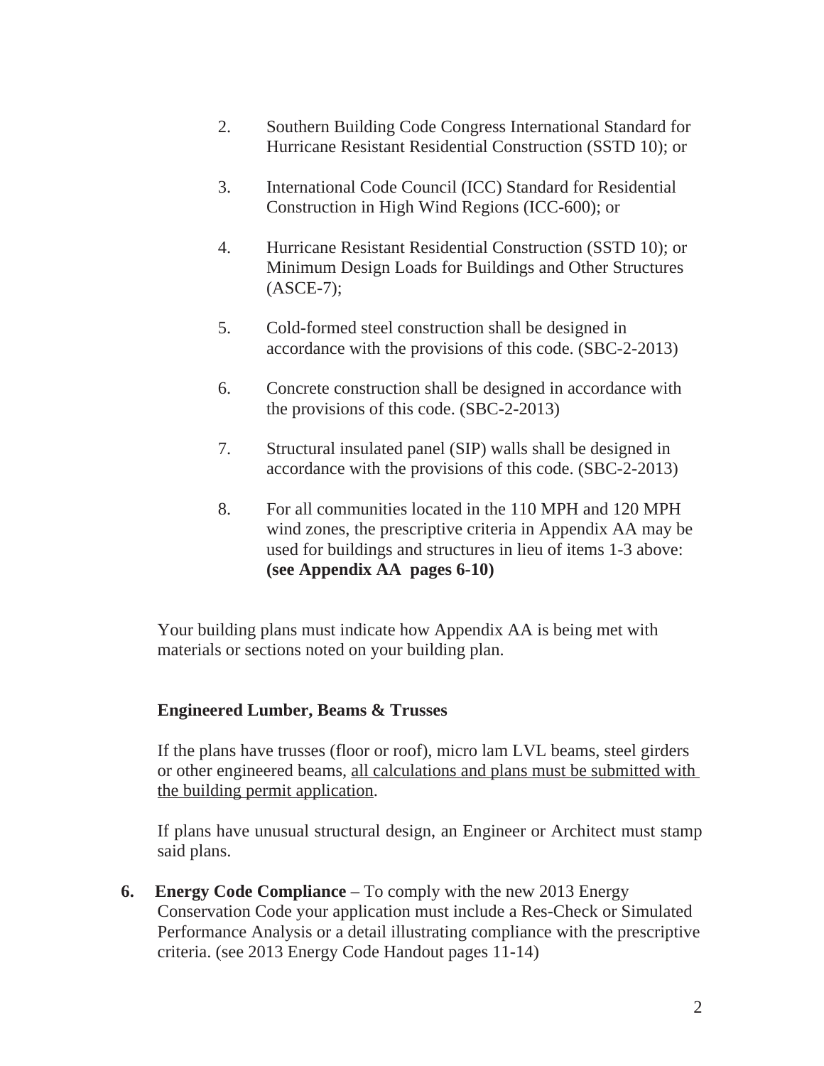2. Southern Building Code Congress International Standard for Hurricane Resistant Residential Construction (SSTD 10); or

3. International Code Council (ICC) Standard for Residential Construction in High Wind Regions (ICC-600); or

4. Hurricane Resistant Residential Construction (SSTD 10); or Minimum Design Loads for Buildings and Other Structures (ASCE-7);

5. Cold-formed steel construction shall be designed in accordance with the provisions of this code. (SBC-2-2013)

6. Concrete construction shall be designed in accordance with the provisions of this code. (SBC-2-2013)

7. Structural insulated panel (SIP) walls shall be designed in accordance with the provisions of this code. (SBC-2-2013)

8. For all communities located in the 110 MPH and 120 MPH wind zones, the prescriptive criteria in Appendix AA may be used for buildings and structures in lieu of items 1-3 above: **(see Appendix AA pages 6-10)**

Your building plans must indicate how Appendix AA is being met with materials or sections noted on your building plan.

**Engineered Lumber, Beams & Trusses**

If the plans have trusses (floor or roof), micro lam LVL beams, steel girders or other engineered beams, <u>all calculations and plans must be submitted with the building permit application</u>.

If plans have unusual structural design, an Engineer or Architect must stamp said plans.

**6. Energy Code Compliance –** To comply with the new 2013 Energy Conservation Code your application must include a Res-Check or Simulated Performance Analysis or a detail illustrating compliance with the prescriptive criteria. (see 2013 Energy Code Handout pages 11-14)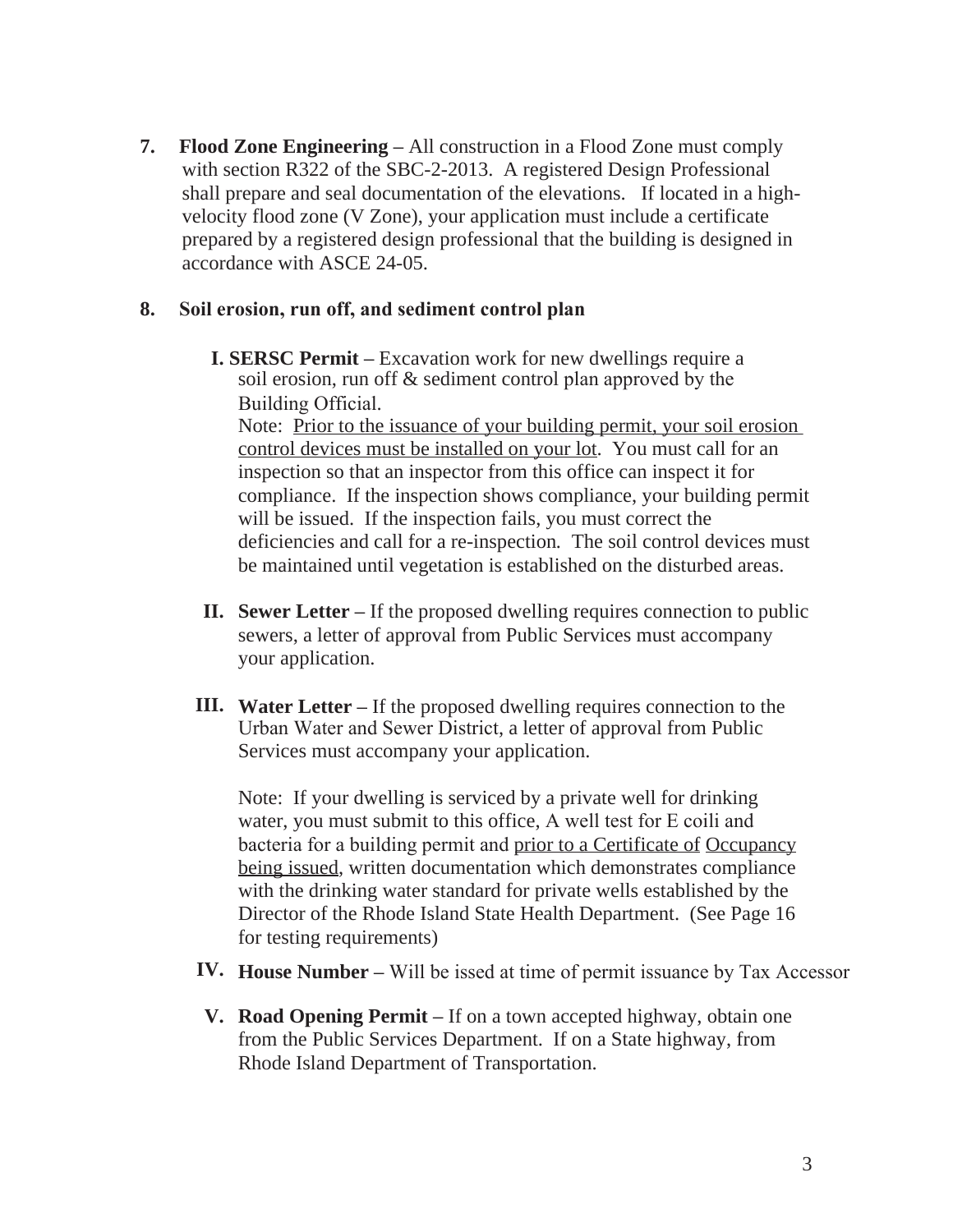7. **Flood Zone Engineering –** All construction in a Flood Zone must comply with section R322 of the SBC-2-2013. A registered Design Professional shall prepare and seal documentation of the elevations. If located in a high-velocity flood zone (V Zone), your application must include a certificate prepared by a registered design professional that the building is designed in accordance with ASCE 24-05.

8. **Soil erosion, run off, and sediment control plan**

   I. **SERSC Permit –** Excavation work for new dwellings require a soil erosion, run off & sediment control plan approved by the Building Official.
   Note: Prior to the issuance of your building permit, your soil erosion control devices must be installed on your lot. You must call for an inspection so that an inspector from this office can inspect it for compliance. If the inspection shows compliance, your building permit will be issued. If the inspection fails, you must correct the deficiencies and call for a re-inspection. The soil control devices must be maintained until vegetation is established on the disturbed areas.

   II. **Sewer Letter –** If the proposed dwelling requires connection to public sewers, a letter of approval from Public Services must accompany your application.

   III. **Water Letter –** If the proposed dwelling requires connection to the Urban Water and Sewer District, a letter of approval from Public Services must accompany your application.

   Note: If your dwelling is serviced by a private well for drinking water, you must submit to this office, A well test for E coili and bacteria for a building permit and prior to a Certificate of Occupancy being issued, written documentation which demonstrates compliance with the drinking water standard for private wells established by the Director of the Rhode Island State Health Department. (See Page 16 for testing requirements)

   IV. **House Number –** Will be issed at time of permit issuance by Tax Accessor

   V. **Road Opening Permit –** If on a town accepted highway, obtain one from the Public Services Department. If on a State highway, from Rhode Island Department of Transportation.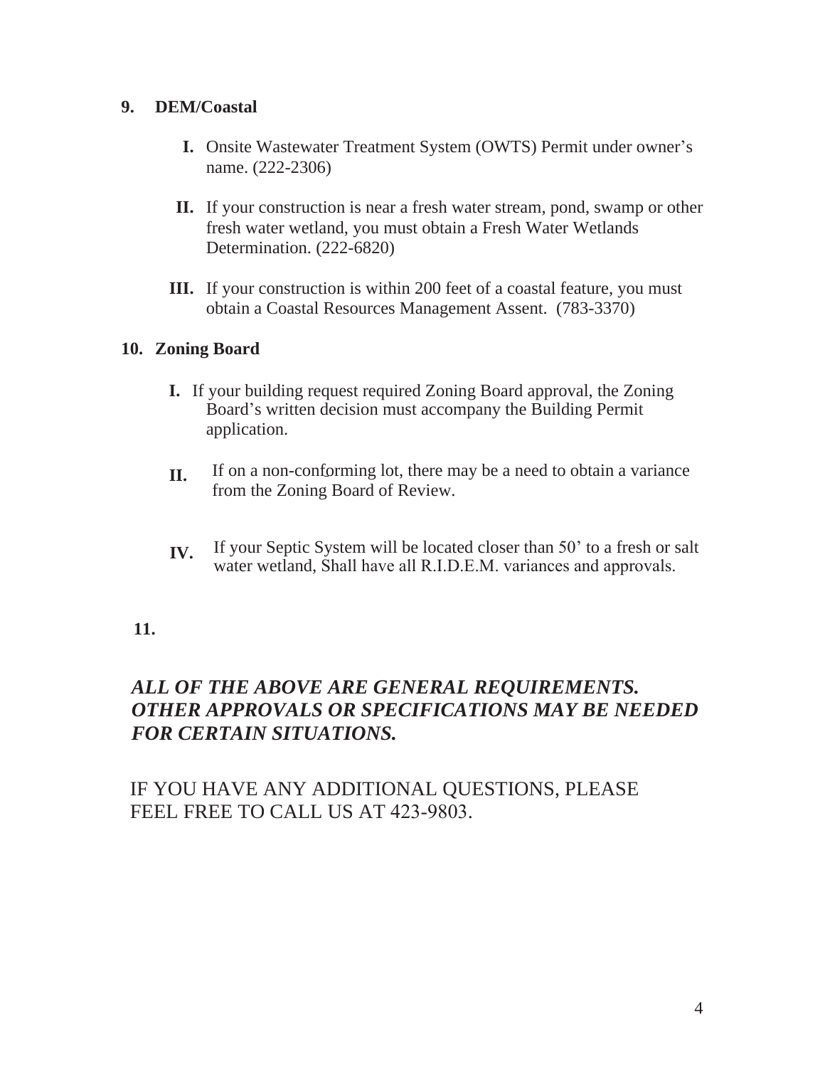**9. DEM/Coastal**

**I.** Onsite Wastewater Treatment System (OWTS) Permit under owner's name. (222-2306)

**II.** If your construction is near a fresh water stream, pond, swamp or other fresh water wetland, you must obtain a Fresh Water Wetlands Determination. (222-6820)

**III.** If your construction is within 200 feet of a coastal feature, you must obtain a Coastal Resources Management Assent. (783-3370)

**10. Zoning Board**

**I.** If your building request required Zoning Board approval, the Zoning Board's written decision must accompany the Building Permit application.

**II.** If on a non-conforming lot, there may be a need to obtain a variance from the Zoning Board of Review.

**IV.** If your Septic System will be located closer than 50' to a fresh or salt water wetland, Shall have all R.I.D.E.M. variances and approvals.

**11.**

***ALL OF THE ABOVE ARE GENERAL REQUIREMENTS. OTHER APPROVALS OR SPECIFICATIONS MAY BE NEEDED FOR CERTAIN SITUATIONS.***

IF YOU HAVE ANY ADDITIONAL QUESTIONS, PLEASE FEEL FREE TO CALL US AT 423-9803.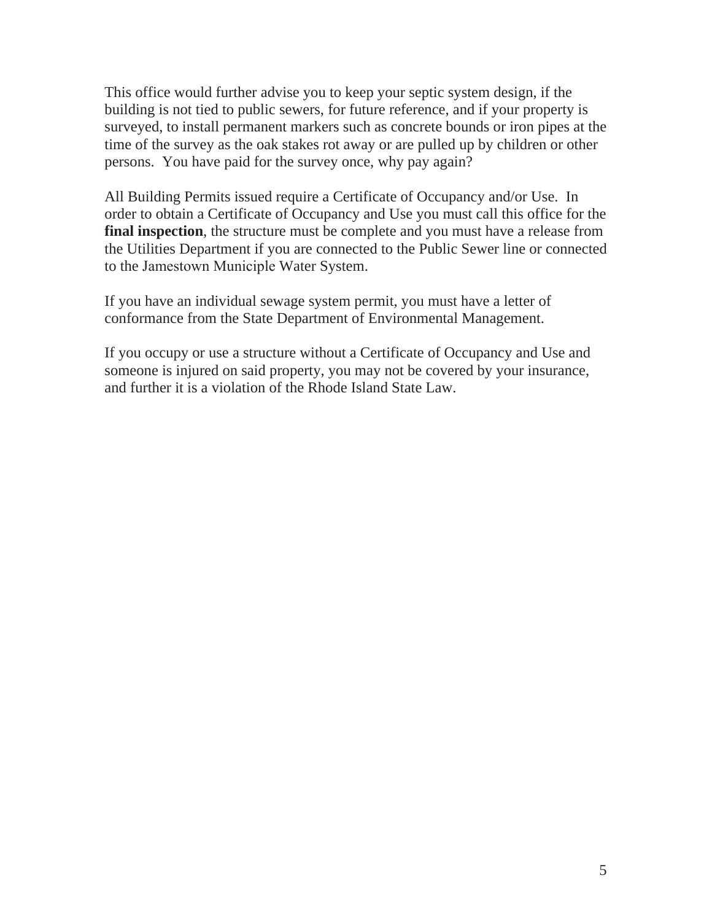This office would further advise you to keep your septic system design, if the building is not tied to public sewers, for future reference, and if your property is surveyed, to install permanent markers such as concrete bounds or iron pipes at the time of the survey as the oak stakes rot away or are pulled up by children or other persons.  You have paid for the survey once, why pay again?

All Building Permits issued require a Certificate of Occupancy and/or Use.  In order to obtain a Certificate of Occupancy and Use you must call this office for the **final inspection**, the structure must be complete and you must have a release from the Utilities Department if you are connected to the Public Sewer line or connected to the Jamestown Municiple Water System.

If you have an individual sewage system permit, you must have a letter of conformance from the State Department of Environmental Management.

If you occupy or use a structure without a Certificate of Occupancy and Use and someone is injured on said property, you may not be covered by your insurance, and further it is a violation of the Rhode Island State Law.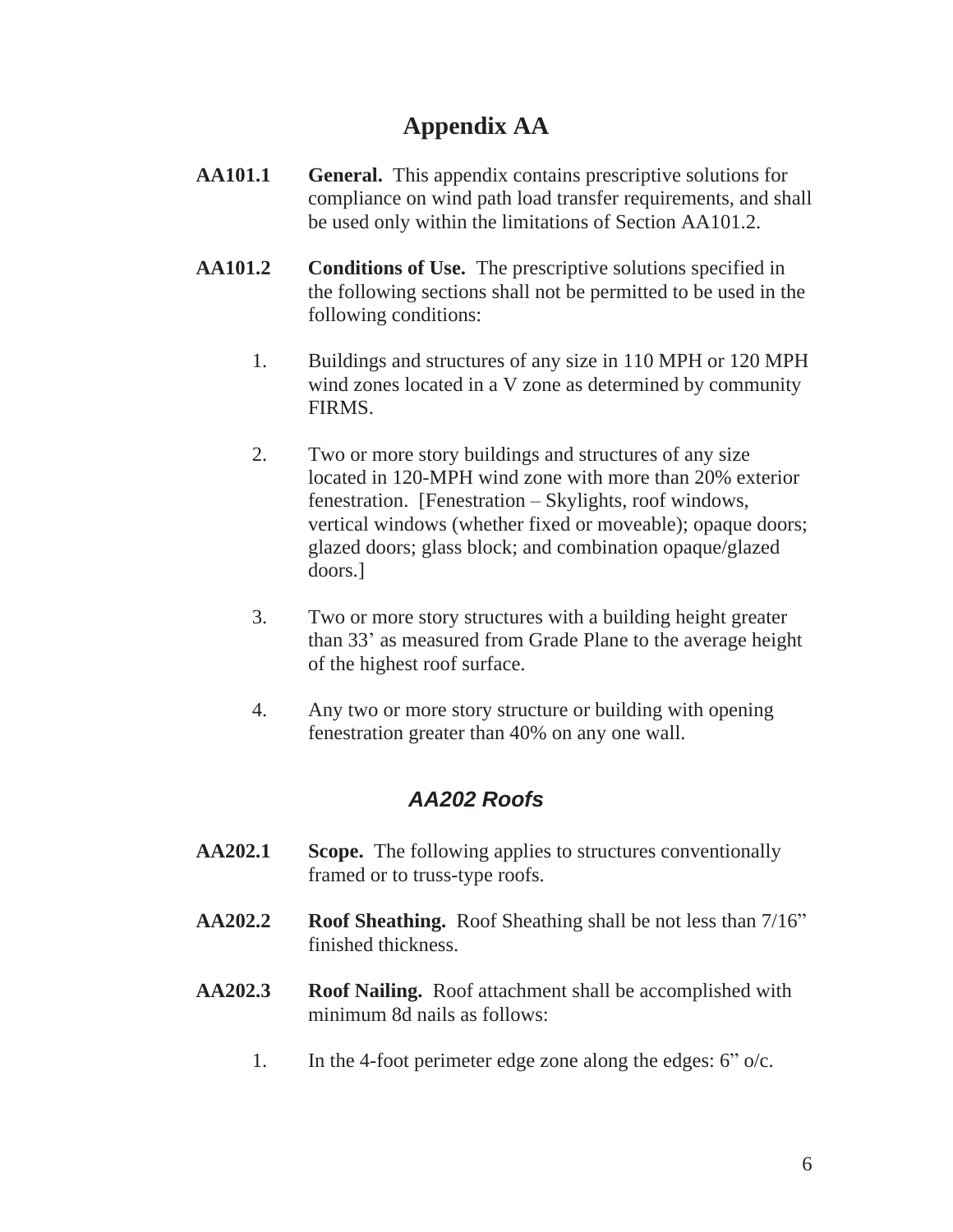# Appendix AA

**AA101.1** **General.** This appendix contains prescriptive solutions for compliance on wind path load transfer requirements, and shall be used only within the limitations of Section AA101.2.

**AA101.2** **Conditions of Use.** The prescriptive solutions specified in the following sections shall not be permitted to be used in the following conditions:

1. Buildings and structures of any size in 110 MPH or 120 MPH wind zones located in a V zone as determined by community FIRMS.

2. Two or more story buildings and structures of any size located in 120-MPH wind zone with more than 20% exterior fenestration. [Fenestration – Skylights, roof windows, vertical windows (whether fixed or moveable); opaque doors; glazed doors; glass block; and combination opaque/glazed doors.]

3. Two or more story structures with a building height greater than 33' as measured from Grade Plane to the average height of the highest roof surface.

4. Any two or more story structure or building with opening fenestration greater than 40% on any one wall.

## *AA202 Roofs*

**AA202.1** **Scope.** The following applies to structures conventionally framed or to truss-type roofs.

**AA202.2** **Roof Sheathing.** Roof Sheathing shall be not less than 7/16" finished thickness.

**AA202.3** **Roof Nailing.** Roof attachment shall be accomplished with minimum 8d nails as follows:

1. In the 4-foot perimeter edge zone along the edges: 6" o/c.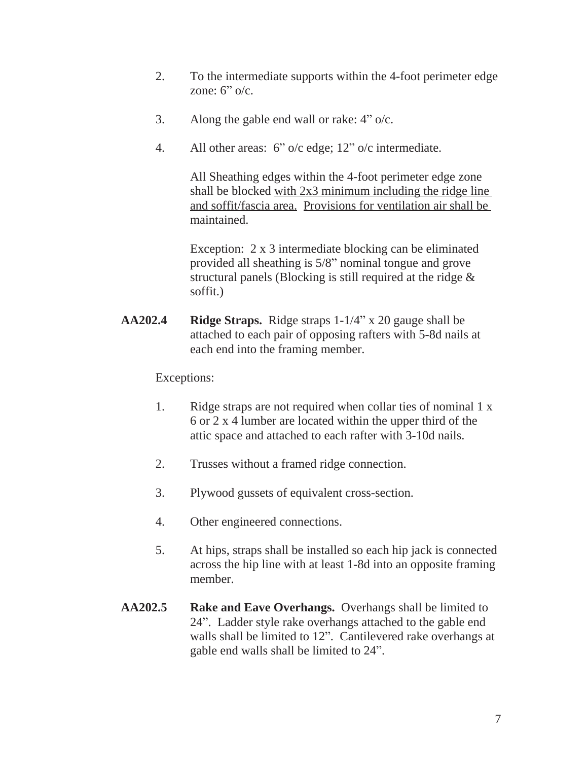2. To the intermediate supports within the 4-foot perimeter edge zone: 6" o/c.

3. Along the gable end wall or rake: 4" o/c.

4. All other areas: 6" o/c edge; 12" o/c intermediate.

   All Sheathing edges within the 4-foot perimeter edge zone shall be blocked <u>with 2x3 minimum including the ridge line and soffit/fascia area.</u> <u>Provisions for ventilation air shall be maintained.</u>

   Exception: 2 x 3 intermediate blocking can be eliminated provided all sheathing is 5/8" nominal tongue and grove structural panels (Blocking is still required at the ridge & soffit.)

**AA202.4** **Ridge Straps.** Ridge straps 1-1/4" x 20 gauge shall be attached to each pair of opposing rafters with 5-8d nails at each end into the framing member.

Exceptions:

1. Ridge straps are not required when collar ties of nominal 1 x 6 or 2 x 4 lumber are located within the upper third of the attic space and attached to each rafter with 3-10d nails.

2. Trusses without a framed ridge connection.

3. Plywood gussets of equivalent cross-section.

4. Other engineered connections.

5. At hips, straps shall be installed so each hip jack is connected across the hip line with at least 1-8d into an opposite framing member.

**AA202.5** **Rake and Eave Overhangs.** Overhangs shall be limited to 24". Ladder style rake overhangs attached to the gable end walls shall be limited to 12". Cantilevered rake overhangs at gable end walls shall be limited to 24".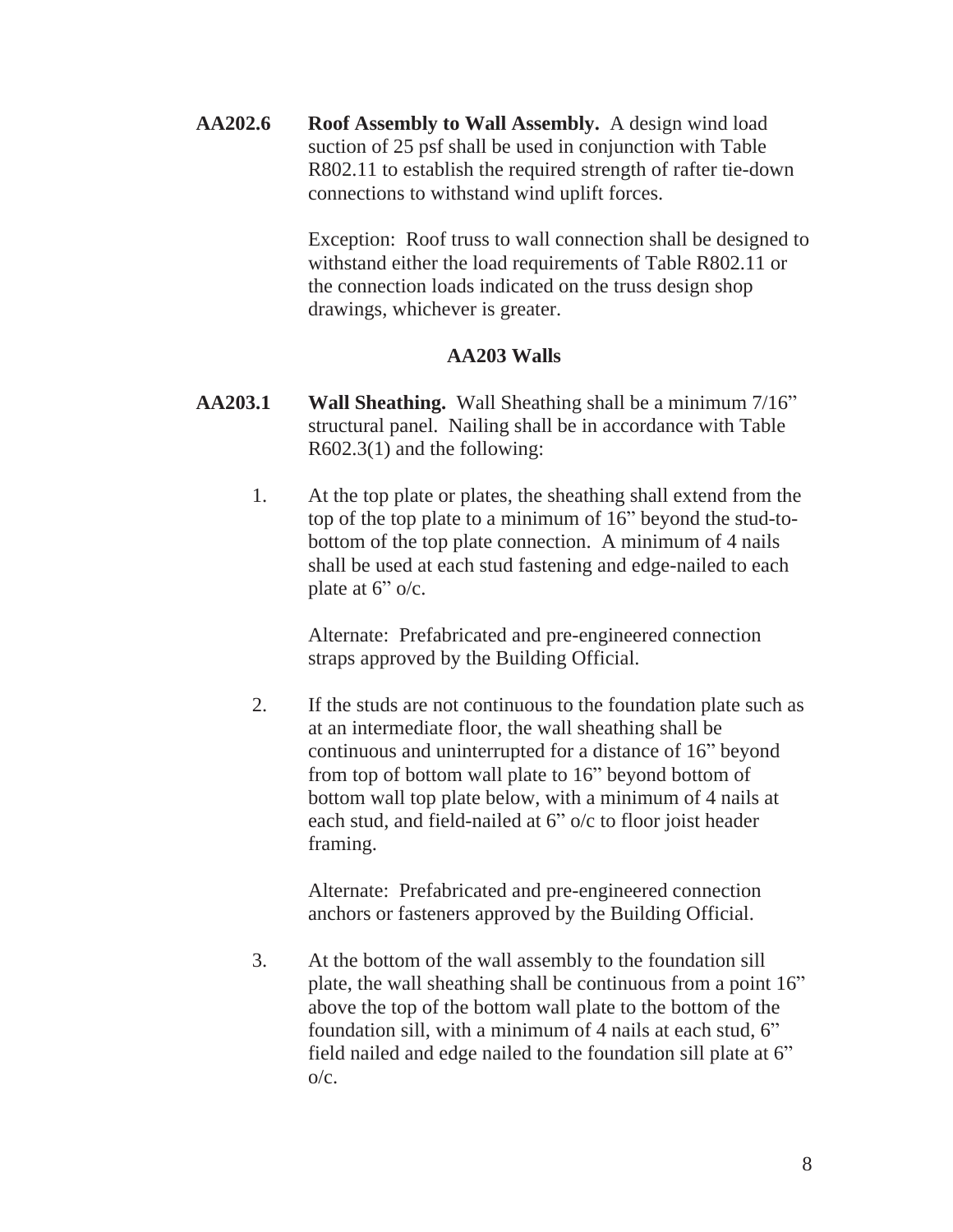**AA202.6 Roof Assembly to Wall Assembly.** A design wind load suction of 25 psf shall be used in conjunction with Table R802.11 to establish the required strength of rafter tie-down connections to withstand wind uplift forces.

Exception: Roof truss to wall connection shall be designed to withstand either the load requirements of Table R802.11 or the connection loads indicated on the truss design shop drawings, whichever is greater.

## AA203 Walls

**AA203.1 Wall Sheathing.** Wall Sheathing shall be a minimum 7/16" structural panel. Nailing shall be in accordance with Table R602.3(1) and the following:

1. At the top plate or plates, the sheathing shall extend from the top of the top plate to a minimum of 16" beyond the stud-to-bottom of the top plate connection. A minimum of 4 nails shall be used at each stud fastening and edge-nailed to each plate at 6" o/c.

   Alternate: Prefabricated and pre-engineered connection straps approved by the Building Official.

2. If the studs are not continuous to the foundation plate such as at an intermediate floor, the wall sheathing shall be continuous and uninterrupted for a distance of 16" beyond from top of bottom wall plate to 16" beyond bottom of bottom wall top plate below, with a minimum of 4 nails at each stud, and field-nailed at 6" o/c to floor joist header framing.

   Alternate: Prefabricated and pre-engineered connection anchors or fasteners approved by the Building Official.

3. At the bottom of the wall assembly to the foundation sill plate, the wall sheathing shall be continuous from a point 16" above the top of the bottom wall plate to the bottom of the foundation sill, with a minimum of 4 nails at each stud, 6" field nailed and edge nailed to the foundation sill plate at 6" o/c.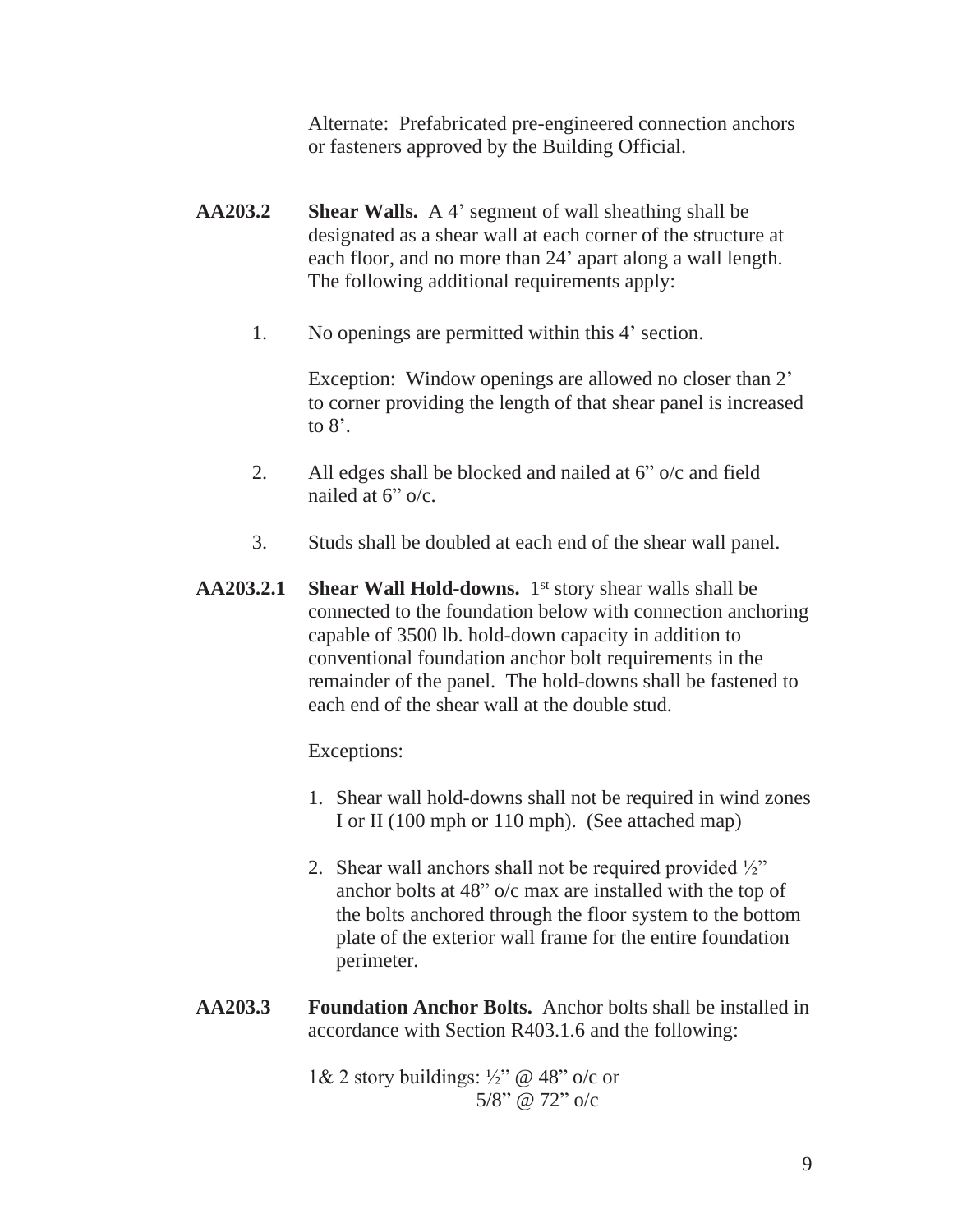Alternate: Prefabricated pre-engineered connection anchors or fasteners approved by the Building Official.

**AA203.2 Shear Walls.** A 4' segment of wall sheathing shall be designated as a shear wall at each corner of the structure at each floor, and no more than 24' apart along a wall length. The following additional requirements apply:

1. No openings are permitted within this 4' section.

   Exception: Window openings are allowed no closer than 2' to corner providing the length of that shear panel is increased to 8'.

2. All edges shall be blocked and nailed at 6" o/c and field nailed at 6" o/c.

3. Studs shall be doubled at each end of the shear wall panel.

**AA203.2.1 Shear Wall Hold-downs.** 1st story shear walls shall be connected to the foundation below with connection anchoring capable of 3500 lb. hold-down capacity in addition to conventional foundation anchor bolt requirements in the remainder of the panel. The hold-downs shall be fastened to each end of the shear wall at the double stud.

Exceptions:

1. Shear wall hold-downs shall not be required in wind zones I or II (100 mph or 110 mph). (See attached map)
2. Shear wall anchors shall not be required provided ½" anchor bolts at 48" o/c max are installed with the top of the bolts anchored through the floor system to the bottom plate of the exterior wall frame for the entire foundation perimeter.

**AA203.3 Foundation Anchor Bolts.** Anchor bolts shall be installed in accordance with Section R403.1.6 and the following:

1& 2 story buildings: ½" @ 48" o/c or
5/8" @ 72" o/c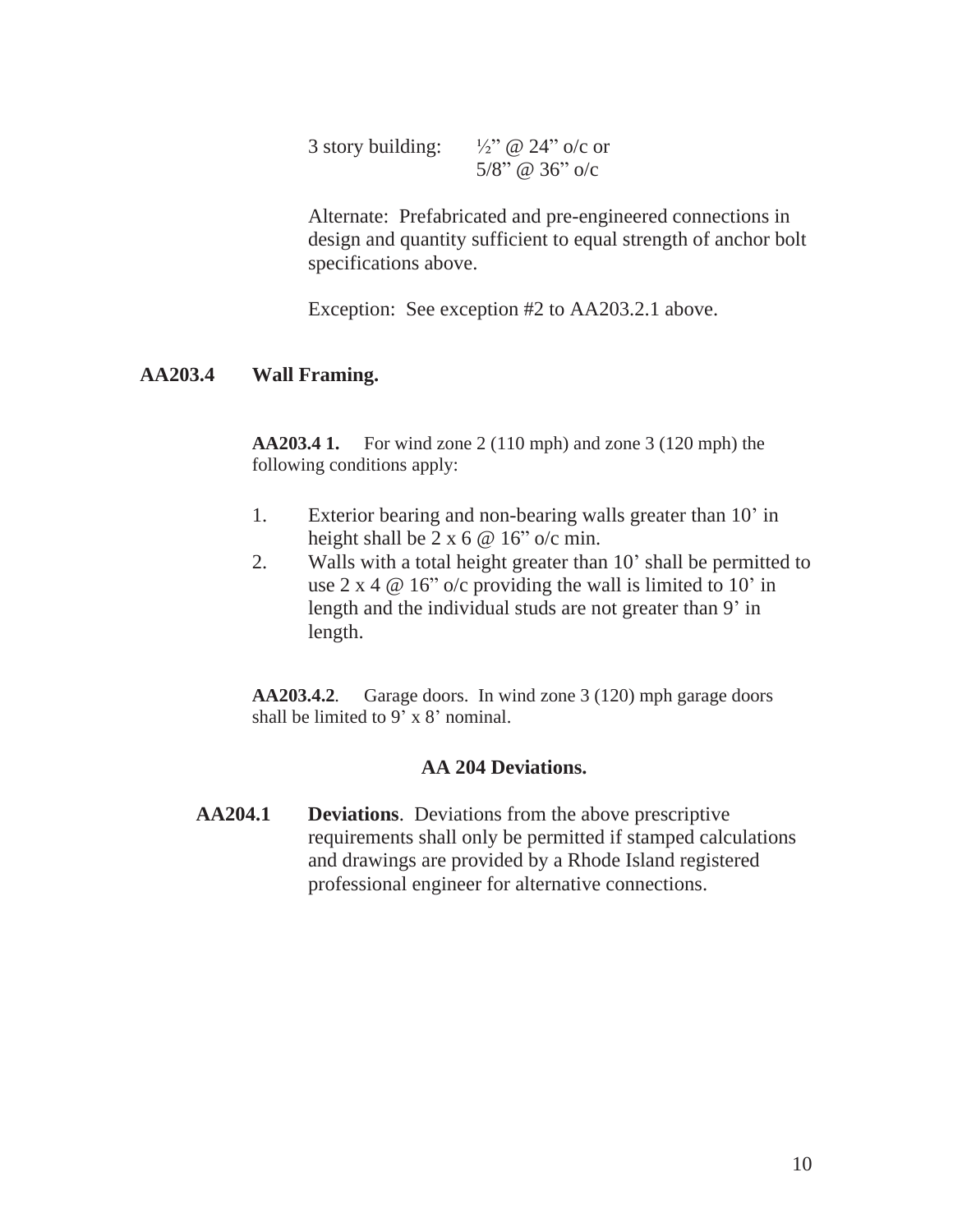3 story building: ½" @ 24" o/c or
5/8" @ 36" o/c

Alternate: Prefabricated and pre-engineered connections in design and quantity sufficient to equal strength of anchor bolt specifications above.

Exception: See exception #2 to AA203.2.1 above.

**AA203.4 Wall Framing.**

**AA203.4 1.** For wind zone 2 (110 mph) and zone 3 (120 mph) the following conditions apply:

1. Exterior bearing and non-bearing walls greater than 10' in height shall be 2 x 6 @ 16" o/c min.
2. Walls with a total height greater than 10' shall be permitted to use 2 x 4 @ 16" o/c providing the wall is limited to 10' in length and the individual studs are not greater than 9' in length.

**AA203.4.2**. Garage doors. In wind zone 3 (120) mph garage doors shall be limited to 9' x 8' nominal.

## AA 204 Deviations.

**AA204.1 Deviations**. Deviations from the above prescriptive requirements shall only be permitted if stamped calculations and drawings are provided by a Rhode Island registered professional engineer for alternative connections.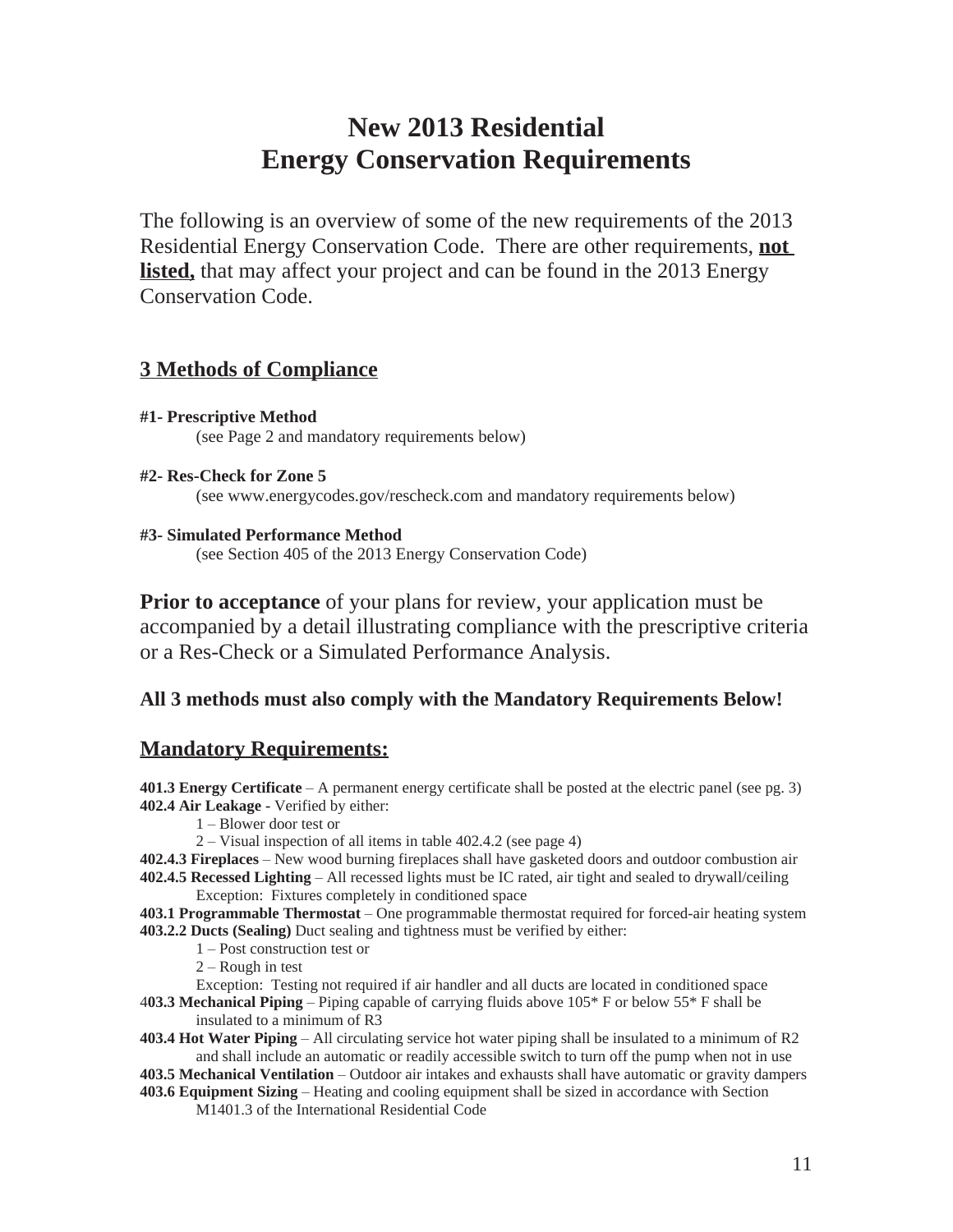# New 2013 Residential Energy Conservation Requirements

The following is an overview of some of the new requirements of the 2013 Residential Energy Conservation Code. There are other requirements, **not listed,** that may affect your project and can be found in the 2013 Energy Conservation Code.

## 3 Methods of Compliance

**#1- Prescriptive Method**
(see Page 2 and mandatory requirements below)

**#2- Res-Check for Zone 5**
(see www.energycodes.gov/rescheck.com and mandatory requirements below)

**#3- Simulated Performance Method**
(see Section 405 of the 2013 Energy Conservation Code)

**Prior to acceptance** of your plans for review, your application must be accompanied by a detail illustrating compliance with the prescriptive criteria or a Res-Check or a Simulated Performance Analysis.

**All 3 methods must also comply with the Mandatory Requirements Below!**

## Mandatory Requirements:

**401.3 Energy Certificate** – A permanent energy certificate shall be posted at the electric panel (see pg. 3)
**402.4 Air Leakage -** Verified by either:
1 – Blower door test or
2 – Visual inspection of all items in table 402.4.2 (see page 4)
**402.4.3 Fireplaces** – New wood burning fireplaces shall have gasketed doors and outdoor combustion air
**402.4.5 Recessed Lighting** – All recessed lights must be IC rated, air tight and sealed to drywall/ceiling
Exception: Fixtures completely in conditioned space
**403.1 Programmable Thermostat** – One programmable thermostat required for forced-air heating system
**403.2.2 Ducts (Sealing)** Duct sealing and tightness must be verified by either:
1 – Post construction test or
2 – Rough in test
Exception: Testing not required if air handler and all ducts are located in conditioned space
**403.3 Mechanical Piping** – Piping capable of carrying fluids above 105* F or below 55* F shall be insulated to a minimum of R3
**403.4 Hot Water Piping** – All circulating service hot water piping shall be insulated to a minimum of R2 and shall include an automatic or readily accessible switch to turn off the pump when not in use
**403.5 Mechanical Ventilation** – Outdoor air intakes and exhausts shall have automatic or gravity dampers
**403.6 Equipment Sizing** – Heating and cooling equipment shall be sized in accordance with Section M1401.3 of the International Residential Code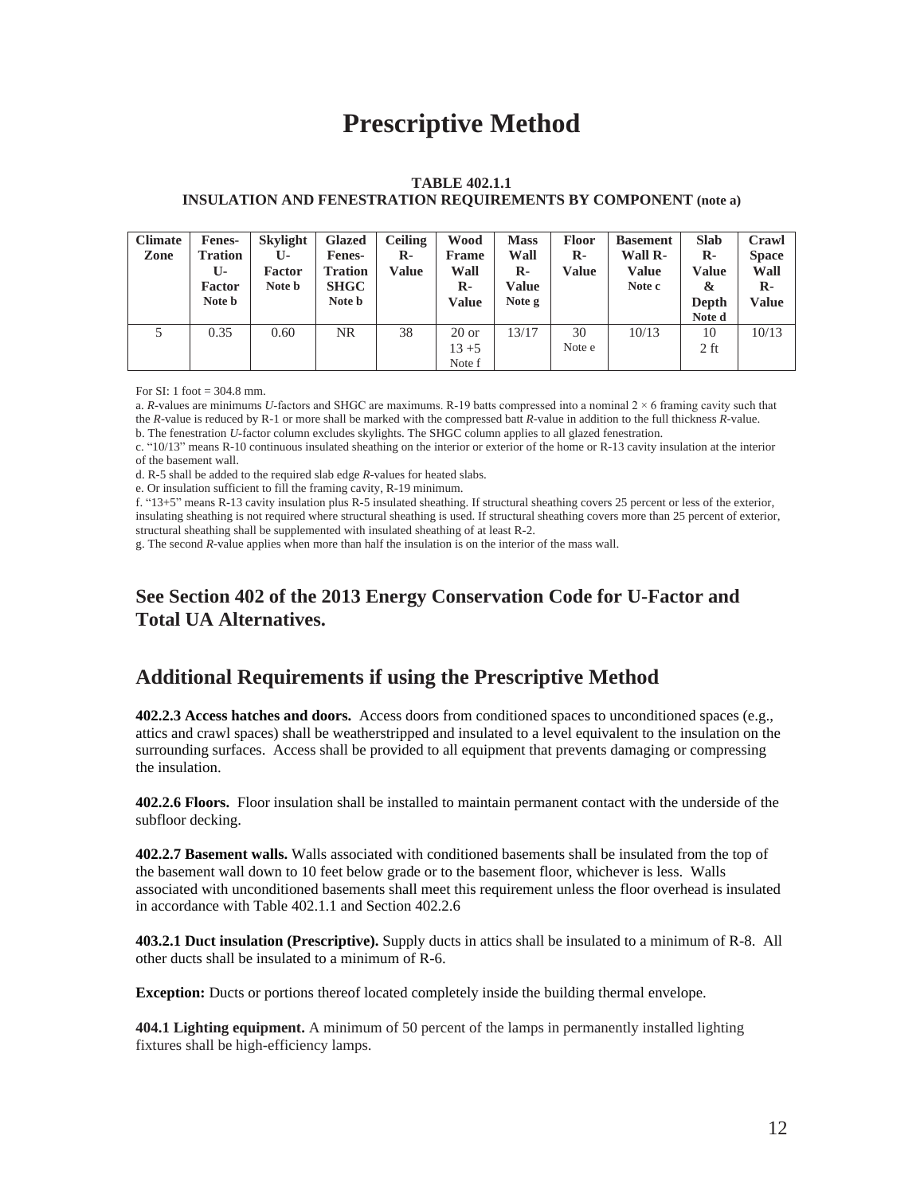# Prescriptive Method

**TABLE 402.1.1**
**INSULATION AND FENESTRATION REQUIREMENTS BY COMPONENT (note a)**

| Climate Zone | Fenes-Tration U-Factor Note b | Skylight U-Factor Note b | Glazed Fenes-Tration SHGC Note b | Ceiling R-Value | Wood Frame Wall R-Value | Mass Wall R-Value Note g | Floor R-Value | Basement Wall R-Value Note c | Slab R-Value & Depth Note d | Crawl Space Wall R-Value |
|---|---|---|---|---|---|---|---|---|---|---|
| 5 | 0.35 | 0.60 | NR | 38 | 20 or 13 +5 Note f | 13/17 | 30 Note e | 10/13 | 10 2 ft | 10/13 |

For SI: 1 foot = 304.8 mm.

a. *R*-values are minimums *U*-factors and SHGC are maximums. R-19 batts compressed into a nominal 2 × 6 framing cavity such that the *R*-value is reduced by R-1 or more shall be marked with the compressed batt *R*-value in addition to the full thickness *R*-value.

b. The fenestration *U*-factor column excludes skylights. The SHGC column applies to all glazed fenestration.

c. "10/13" means R-10 continuous insulated sheathing on the interior or exterior of the home or R-13 cavity insulation at the interior of the basement wall.

d. R-5 shall be added to the required slab edge *R*-values for heated slabs.

e. Or insulation sufficient to fill the framing cavity, R-19 minimum.

f. "13+5" means R-13 cavity insulation plus R-5 insulated sheathing. If structural sheathing covers 25 percent or less of the exterior, insulating sheathing is not required where structural sheathing is used. If structural sheathing covers more than 25 percent of exterior, structural sheathing shall be supplemented with insulated sheathing of at least R-2.

g. The second *R*-value applies when more than half the insulation is on the interior of the mass wall.

## See Section 402 of the 2013 Energy Conservation Code for U-Factor and Total UA Alternatives.

## Additional Requirements if using the Prescriptive Method

**402.2.3 Access hatches and doors.** Access doors from conditioned spaces to unconditioned spaces (e.g., attics and crawl spaces) shall be weatherstripped and insulated to a level equivalent to the insulation on the surrounding surfaces. Access shall be provided to all equipment that prevents damaging or compressing the insulation.

**402.2.6 Floors.** Floor insulation shall be installed to maintain permanent contact with the underside of the subfloor decking.

**402.2.7 Basement walls.** Walls associated with conditioned basements shall be insulated from the top of the basement wall down to 10 feet below grade or to the basement floor, whichever is less. Walls associated with unconditioned basements shall meet this requirement unless the floor overhead is insulated in accordance with Table 402.1.1 and Section 402.2.6

**403.2.1 Duct insulation (Prescriptive).** Supply ducts in attics shall be insulated to a minimum of R-8. All other ducts shall be insulated to a minimum of R-6.

**Exception:** Ducts or portions thereof located completely inside the building thermal envelope.

**404.1 Lighting equipment.** A minimum of 50 percent of the lamps in permanently installed lighting fixtures shall be high-efficiency lamps.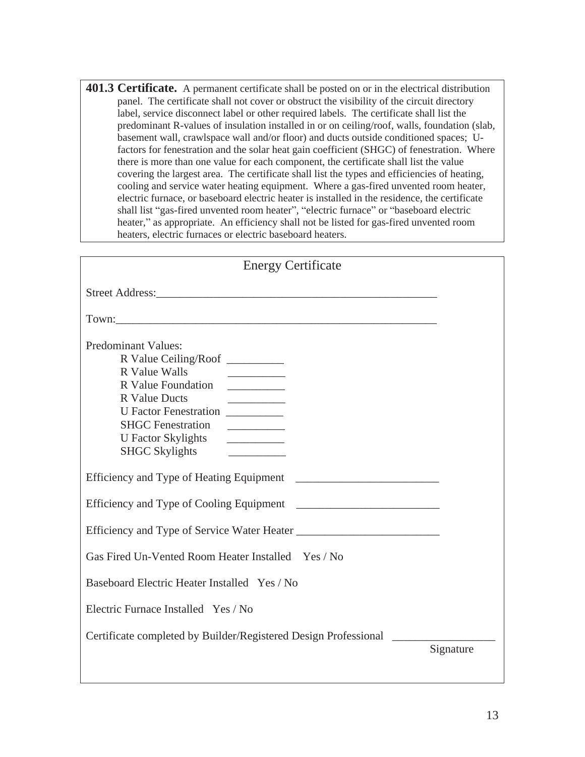**401.3 Certificate.** A permanent certificate shall be posted on or in the electrical distribution panel. The certificate shall not cover or obstruct the visibility of the circuit directory label, service disconnect label or other required labels. The certificate shall list the predominant R-values of insulation installed in or on ceiling/roof, walls, foundation (slab, basement wall, crawlspace wall and/or floor) and ducts outside conditioned spaces; U-factors for fenestration and the solar heat gain coefficient (SHGC) of fenestration. Where there is more than one value for each component, the certificate shall list the value covering the largest area. The certificate shall list the types and efficiencies of heating, cooling and service water heating equipment. Where a gas-fired unvented room heater, electric furnace, or baseboard electric heater is installed in the residence, the certificate shall list "gas-fired unvented room heater", "electric furnace" or "baseboard electric heater," as appropriate. An efficiency shall not be listed for gas-fired unvented room heaters, electric furnaces or electric baseboard heaters.

## Energy Certificate

Street Address:\_\_\_\_\_\_\_\_\_\_\_\_\_\_\_\_\_\_\_\_\_\_\_\_\_\_\_\_\_\_\_\_\_\_\_\_\_\_\_\_\_\_\_\_\_\_\_\_

Town:\_\_\_\_\_\_\_\_\_\_\_\_\_\_\_\_\_\_\_\_\_\_\_\_\_\_\_\_\_\_\_\_\_\_\_\_\_\_\_\_\_\_\_\_\_\_\_\_\_\_\_\_\_\_\_

Predominant Values:

- R Value Ceiling/Roof \_\_\_\_\_\_\_\_\_\_
- R Value Walls \_\_\_\_\_\_\_\_\_\_
- R Value Foundation \_\_\_\_\_\_\_\_\_\_
- R Value Ducts \_\_\_\_\_\_\_\_\_\_
- U Factor Fenestration \_\_\_\_\_\_\_\_\_\_
- SHGC Fenestration \_\_\_\_\_\_\_\_\_\_
- U Factor Skylights \_\_\_\_\_\_\_\_\_\_
- SHGC Skylights \_\_\_\_\_\_\_\_\_\_

Efficiency and Type of Heating Equipment \_\_\_\_\_\_\_\_\_\_\_\_\_\_\_\_\_\_\_\_\_\_\_\_\_

Efficiency and Type of Cooling Equipment \_\_\_\_\_\_\_\_\_\_\_\_\_\_\_\_\_\_\_\_\_\_\_\_\_

Efficiency and Type of Service Water Heater \_\_\_\_\_\_\_\_\_\_\_\_\_\_\_\_\_\_\_\_\_\_\_\_\_

Gas Fired Un-Vented Room Heater Installed Yes / No

Baseboard Electric Heater Installed Yes / No

Electric Furnace Installed Yes / No

Certificate completed by Builder/Registered Design Professional \_\_\_\_\_\_\_\_\_\_\_\_\_\_\_\_\_\_
Signature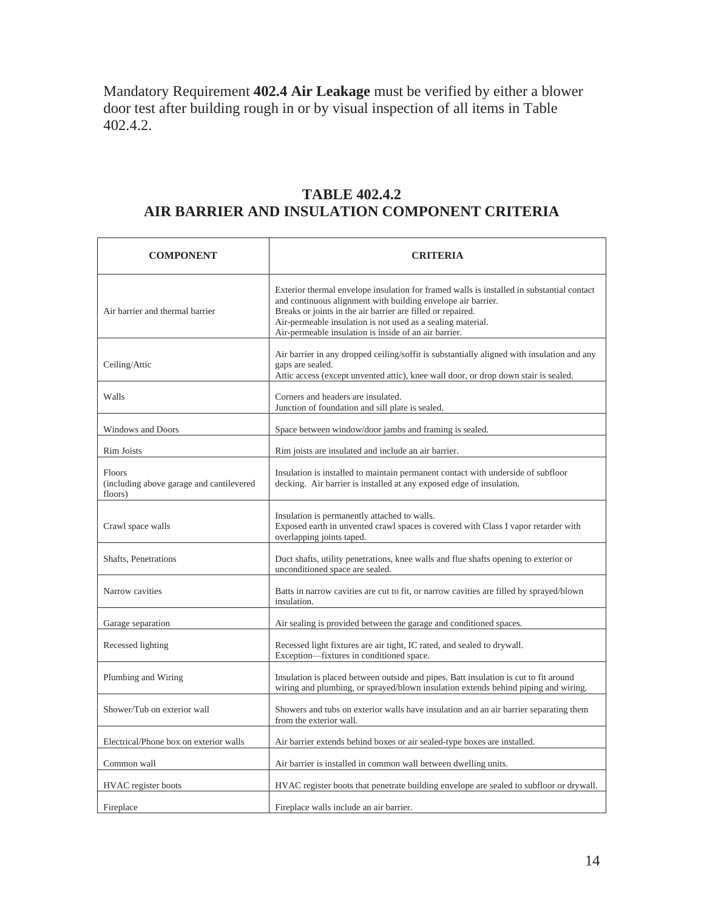Mandatory Requirement **402.4 Air Leakage** must be verified by either a blower door test after building rough in or by visual inspection of all items in Table 402.4.2.

## TABLE 402.4.2
## AIR BARRIER AND INSULATION COMPONENT CRITERIA

| COMPONENT | CRITERIA |
|---|---|
| Air barrier and thermal barrier | Exterior thermal envelope insulation for framed walls is installed in substantial contact and continuous alignment with building envelope air barrier.<br>Breaks or joints in the air barrier are filled or repaired.<br>Air-permeable insulation is not used as a sealing material.<br>Air-permeable insulation is inside of an air barrier. |
| Ceiling/Attic | Air barrier in any dropped ceiling/soffit is substantially aligned with insulation and any gaps are sealed.<br>Attic access (except unvented attic), knee wall door, or drop down stair is sealed. |
| Walls | Corners and headers are insulated.<br>Junction of foundation and sill plate is sealed. |
| Windows and Doors | Space between window/door jambs and framing is sealed. |
| Rim Joists | Rim joists are insulated and include an air barrier. |
| Floors<br>(including above garage and cantilevered floors) | Insulation is installed to maintain permanent contact with underside of subfloor decking. Air barrier is installed at any exposed edge of insulation. |
| Crawl space walls | Insulation is permanently attached to walls.<br>Exposed earth in unvented crawl spaces is covered with Class I vapor retarder with overlapping joints taped. |
| Shafts, Penetrations | Duct shafts, utility penetrations, knee walls and flue shafts opening to exterior or unconditioned space are sealed. |
| Narrow cavities | Batts in narrow cavities are cut to fit, or narrow cavities are filled by sprayed/blown insulation. |
| Garage separation | Air sealing is provided between the garage and conditioned spaces. |
| Recessed lighting | Recessed light fixtures are air tight, IC rated, and sealed to drywall.<br>Exception—fixtures in conditioned space. |
| Plumbing and Wiring | Insulation is placed between outside and pipes. Batt insulation is cut to fit around wiring and plumbing, or sprayed/blown insulation extends behind piping and wiring. |
| Shower/Tub on exterior wall | Showers and tubs on exterior walls have insulation and an air barrier separating them from the exterior wall. |
| Electrical/Phone box on exterior walls | Air barrier extends behind boxes or air sealed-type boxes are installed. |
| Common wall | Air barrier is installed in common wall between dwelling units. |
| HVAC register boots | HVAC register boots that penetrate building envelope are sealed to subfloor or drywall. |
| Fireplace | Fireplace walls include an air barrier. |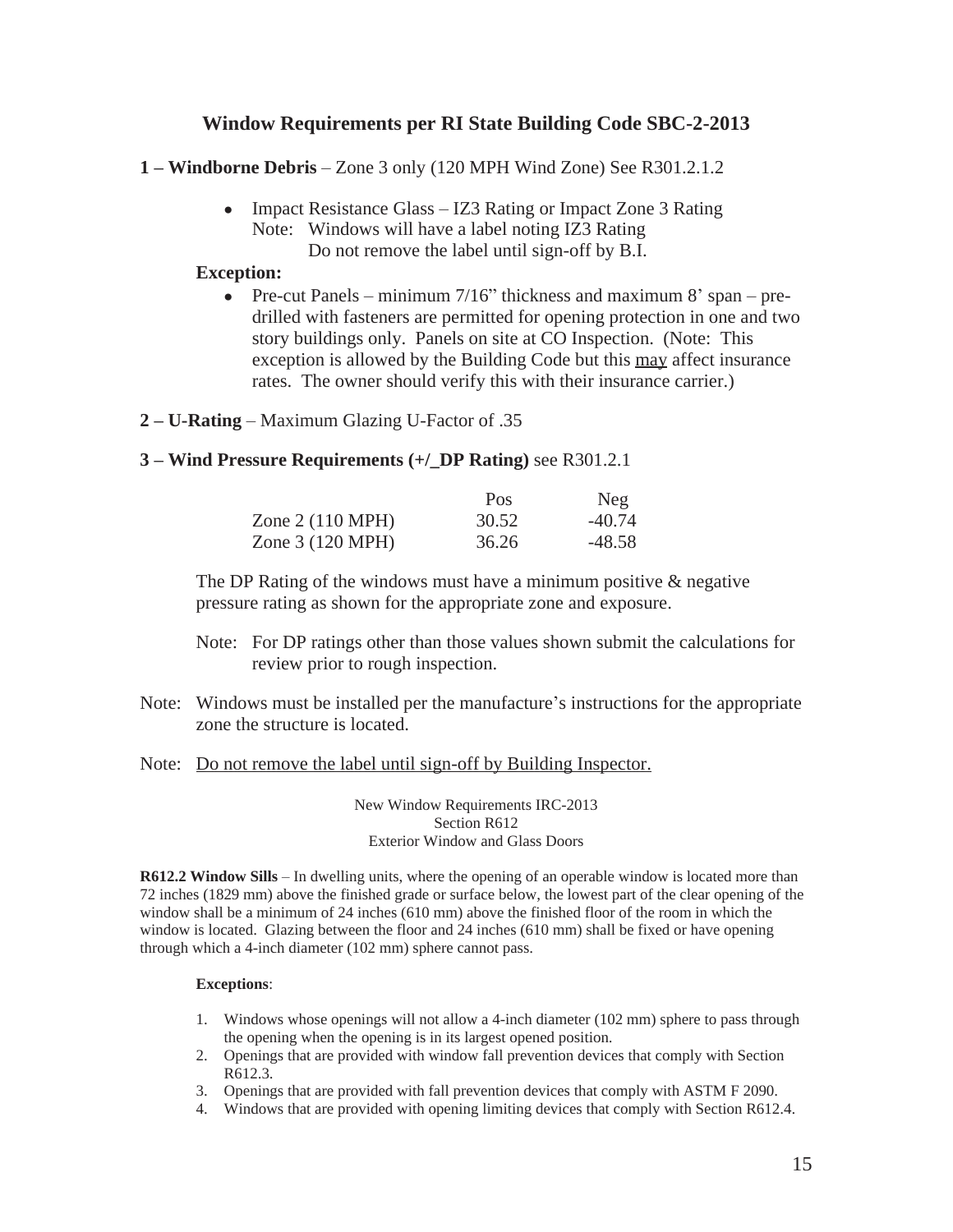## Window Requirements per RI State Building Code SBC-2-2013

**1 – Windborne Debris** – Zone 3 only (120 MPH Wind Zone) See R301.2.1.2

- Impact Resistance Glass – IZ3 Rating or Impact Zone 3 Rating
  Note: Windows will have a label noting IZ3 Rating
  Do not remove the label until sign-off by B.I.

**Exception:**

- Pre-cut Panels – minimum 7/16" thickness and maximum 8' span – pre-drilled with fasteners are permitted for opening protection in one and two story buildings only. Panels on site at CO Inspection. (Note: This exception is allowed by the Building Code but this <u>may</u> affect insurance rates. The owner should verify this with their insurance carrier.)

**2 – U-Rating** – Maximum Glazing U-Factor of .35

**3 – Wind Pressure Requirements (+/_DP Rating)** see R301.2.1

| | Pos | Neg |
|---|---|---|
| Zone 2 (110 MPH) | 30.52 | -40.74 |
| Zone 3 (120 MPH) | 36.26 | -48.58 |

The DP Rating of the windows must have a minimum positive & negative pressure rating as shown for the appropriate zone and exposure.

Note: For DP ratings other than those values shown submit the calculations for review prior to rough inspection.

Note: Windows must be installed per the manufacture's instructions for the appropriate zone the structure is located.

Note: <u>Do not remove the label until sign-off by Building Inspector.</u>

New Window Requirements IRC-2013
Section R612
Exterior Window and Glass Doors

**R612.2 Window Sills** – In dwelling units, where the opening of an operable window is located more than 72 inches (1829 mm) above the finished grade or surface below, the lowest part of the clear opening of the window shall be a minimum of 24 inches (610 mm) above the finished floor of the room in which the window is located. Glazing between the floor and 24 inches (610 mm) shall be fixed or have opening through which a 4-inch diameter (102 mm) sphere cannot pass.

**Exceptions**:

1. Windows whose openings will not allow a 4-inch diameter (102 mm) sphere to pass through the opening when the opening is in its largest opened position.
2. Openings that are provided with window fall prevention devices that comply with Section R612.3.
3. Openings that are provided with fall prevention devices that comply with ASTM F 2090.
4. Windows that are provided with opening limiting devices that comply with Section R612.4.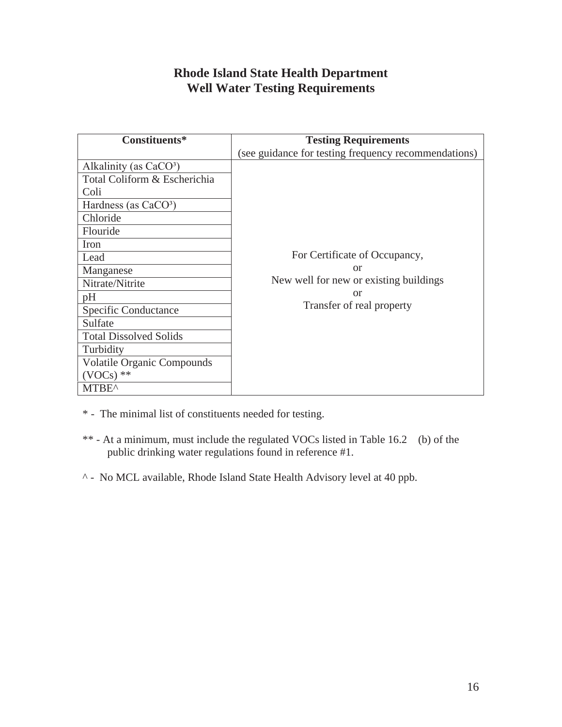# Rhode Island State Health Department
# Well Water Testing Requirements

| Constituents* | Testing Requirements (see guidance for testing frequency recommendations) |
|---|---|
| Alkalinity (as $CaCO^3$) | For Certificate of Occupancy, or New well for new or existing buildings or Transfer of real property |
| Total Coliform & Escherichia Coli | |
| Hardness (as $CaCO^3$) | |
| Chloride | |
| Flouride | |
| Iron | |
| Lead | |
| Manganese | |
| Nitrate/Nitrite | |
| pH | |
| Specific Conductance | |
| Sulfate | |
| Total Dissolved Solids | |
| Turbidity | |
| Volatile Organic Compounds (VOCs) ** | |
| MTBE^ | |

\* - The minimal list of constituents needed for testing.

** - At a minimum, must include the regulated VOCs listed in Table 16.2 (b) of the public drinking water regulations found in reference #1.

^ - No MCL available, Rhode Island State Health Advisory level at 40 ppb.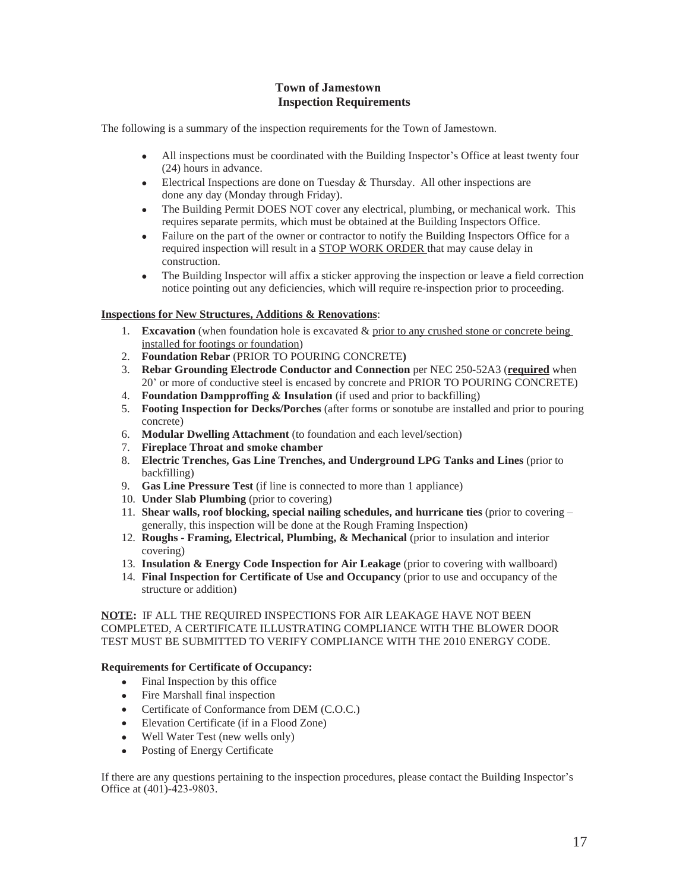# Town of Jamestown
## Inspection Requirements

The following is a summary of the inspection requirements for the Town of Jamestown.

- All inspections must be coordinated with the Building Inspector's Office at least twenty four (24) hours in advance.
- Electrical Inspections are done on Tuesday & Thursday. All other inspections are done any day (Monday through Friday).
- The Building Permit DOES NOT cover any electrical, plumbing, or mechanical work. This requires separate permits, which must be obtained at the Building Inspectors Office.
- Failure on the part of the owner or contractor to notify the Building Inspectors Office for a required inspection will result in a <u>STOP WORK ORDER</u> that may cause delay in construction.
- The Building Inspector will affix a sticker approving the inspection or leave a field correction notice pointing out any deficiencies, which will require re-inspection prior to proceeding.

**<u>Inspections for New Structures, Additions & Renovations</u>**:

1. **Excavation** (when foundation hole is excavated & <u>prior to any crushed stone or concrete being installed for footings or foundation</u>)
2. **Foundation Rebar** (PRIOR TO POURING CONCRETE**)**
3. **Rebar Grounding Electrode Conductor and Connection** per NEC 250-52A3 (**<u>required</u>** when 20' or more of conductive steel is encased by concrete and PRIOR TO POURING CONCRETE)
4. **Foundation Dampproffing & Insulation** (if used and prior to backfilling)
5. **Footing Inspection for Decks/Porches** (after forms or sonotube are installed and prior to pouring concrete)
6. **Modular Dwelling Attachment** (to foundation and each level/section)
7. **Fireplace Throat and smoke chamber**
8. **Electric Trenches, Gas Line Trenches, and Underground LPG Tanks and Lines** (prior to backfilling)
9. **Gas Line Pressure Test** (if line is connected to more than 1 appliance)
10. **Under Slab Plumbing** (prior to covering)
11. **Shear walls, roof blocking, special nailing schedules, and hurricane ties** (prior to covering – generally, this inspection will be done at the Rough Framing Inspection)
12. **Roughs - Framing, Electrical, Plumbing, & Mechanical** (prior to insulation and interior covering)
13. **Insulation & Energy Code Inspection for Air Leakage** (prior to covering with wallboard)
14. **Final Inspection for Certificate of Use and Occupancy** (prior to use and occupancy of the structure or addition)

**<u>NOTE</u>:** IF ALL THE REQUIRED INSPECTIONS FOR AIR LEAKAGE HAVE NOT BEEN COMPLETED, A CERTIFICATE ILLUSTRATING COMPLIANCE WITH THE BLOWER DOOR TEST MUST BE SUBMITTED TO VERIFY COMPLIANCE WITH THE 2010 ENERGY CODE.

**Requirements for Certificate of Occupancy:**

- Final Inspection by this office
- Fire Marshall final inspection
- Certificate of Conformance from DEM (C.O.C.)
- Elevation Certificate (if in a Flood Zone)
- Well Water Test (new wells only)
- Posting of Energy Certificate

If there are any questions pertaining to the inspection procedures, please contact the Building Inspector's Office at (401)-423-9803.